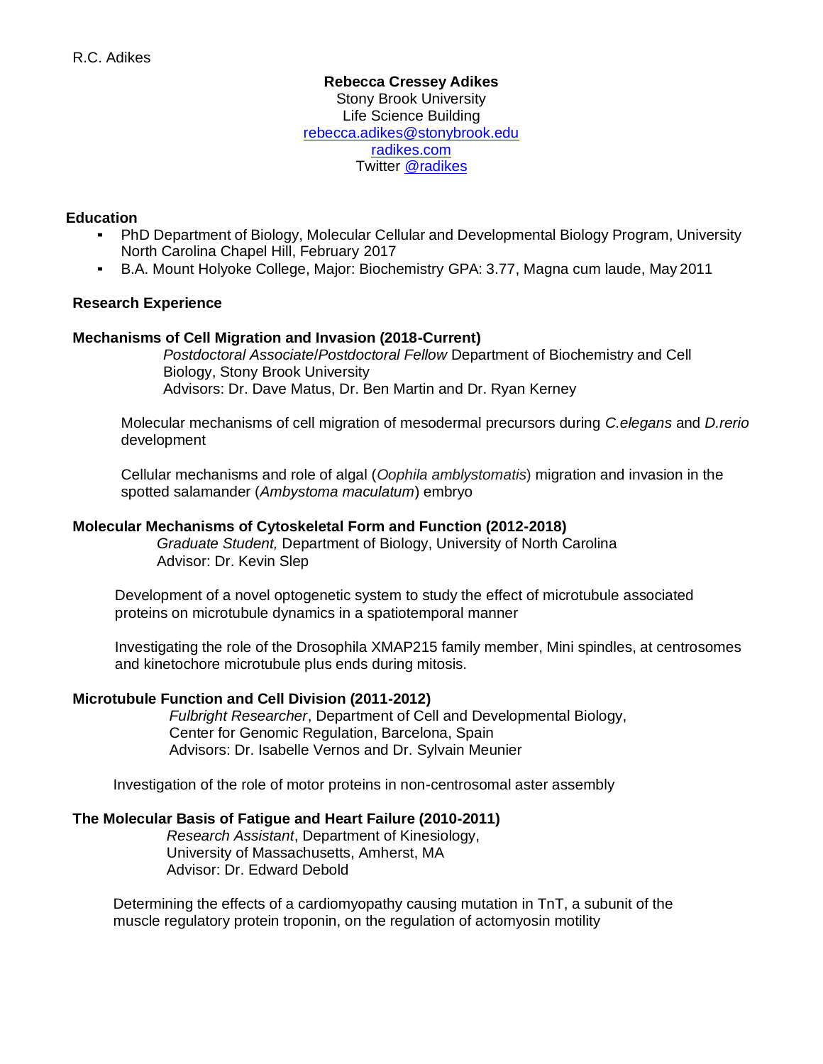**Rebecca Cressey Adikes**
Stony Brook University
Life Science Building
rebecca.adikes@stonybrook.edu
radikes.com
Twitter @radikes

## Education

- PhD Department of Biology, Molecular Cellular and Developmental Biology Program, University North Carolina Chapel Hill, February 2017
- B.A. Mount Holyoke College, Major: Biochemistry GPA: 3.77, Magna cum laude, May 2011

## Research Experience

### Mechanisms of Cell Migration and Invasion (2018-Current)

*Postdoctoral Associate/Postdoctoral Fellow* Department of Biochemistry and Cell Biology, Stony Brook University
Advisors: Dr. Dave Matus, Dr. Ben Martin and Dr. Ryan Kerney

Molecular mechanisms of cell migration of mesodermal precursors during *C.elegans* and *D.rerio* development

Cellular mechanisms and role of algal (*Oophila amblystomatis*) migration and invasion in the spotted salamander (*Ambystoma maculatum*) embryo

### Molecular Mechanisms of Cytoskeletal Form and Function (2012-2018)

*Graduate Student,* Department of Biology, University of North Carolina
Advisor: Dr. Kevin Slep

Development of a novel optogenetic system to study the effect of microtubule associated proteins on microtubule dynamics in a spatiotemporal manner

Investigating the role of the Drosophila XMAP215 family member, Mini spindles, at centrosomes and kinetochore microtubule plus ends during mitosis.

### Microtubule Function and Cell Division (2011-2012)

*Fulbright Researcher*, Department of Cell and Developmental Biology, Center for Genomic Regulation, Barcelona, Spain
Advisors: Dr. Isabelle Vernos and Dr. Sylvain Meunier

Investigation of the role of motor proteins in non-centrosomal aster assembly

### The Molecular Basis of Fatigue and Heart Failure (2010-2011)

*Research Assistant*, Department of Kinesiology, University of Massachusetts, Amherst, MA
Advisor: Dr. Edward Debold

Determining the effects of a cardiomyopathy causing mutation in TnT, a subunit of the muscle regulatory protein troponin, on the regulation of actomyosin motility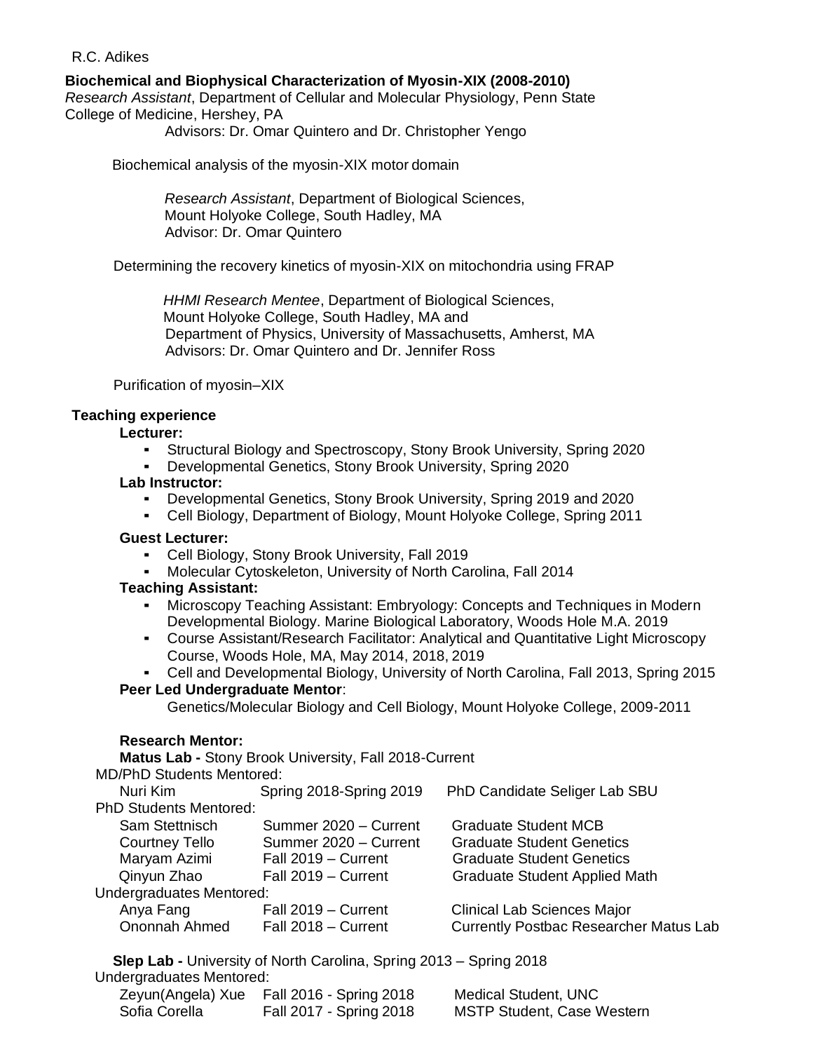**Biochemical and Biophysical Characterization of Myosin-XIX (2008-2010)**
*Research Assistant*, Department of Cellular and Molecular Physiology, Penn State College of Medicine, Hershey, PA
Advisors: Dr. Omar Quintero and Dr. Christopher Yengo

Biochemical analysis of the myosin-XIX motor domain

*Research Assistant*, Department of Biological Sciences,
Mount Holyoke College, South Hadley, MA
Advisor: Dr. Omar Quintero

Determining the recovery kinetics of myosin-XIX on mitochondria using FRAP

*HHMI Research Mentee*, Department of Biological Sciences,
Mount Holyoke College, South Hadley, MA and
Department of Physics, University of Massachusetts, Amherst, MA
Advisors: Dr. Omar Quintero and Dr. Jennifer Ross

Purification of myosin–XIX

**Teaching experience**

**Lecturer:**
- Structural Biology and Spectroscopy, Stony Brook University, Spring 2020
- Developmental Genetics, Stony Brook University, Spring 2020

**Lab Instructor:**
- Developmental Genetics, Stony Brook University, Spring 2019 and 2020
- Cell Biology, Department of Biology, Mount Holyoke College, Spring 2011

**Guest Lecturer:**
- Cell Biology, Stony Brook University, Fall 2019
- Molecular Cytoskeleton, University of North Carolina, Fall 2014

**Teaching Assistant:**
- Microscopy Teaching Assistant: Embryology: Concepts and Techniques in Modern Developmental Biology. Marine Biological Laboratory, Woods Hole M.A. 2019
- Course Assistant/Research Facilitator: Analytical and Quantitative Light Microscopy Course, Woods Hole, MA, May 2014, 2018, 2019
- Cell and Developmental Biology, University of North Carolina, Fall 2013, Spring 2015

**Peer Led Undergraduate Mentor**:
Genetics/Molecular Biology and Cell Biology, Mount Holyoke College, 2009-2011

**Research Mentor:**

**Matus Lab -** Stony Brook University, Fall 2018-Current

MD/PhD Students Mentored:

| | | |
|---|---|---|
| Nuri Kim | Spring 2018-Spring 2019 | PhD Candidate Seliger Lab SBU |

PhD Students Mentored:

| | | |
|---|---|---|
| Sam Stettnisch | Summer 2020 – Current | Graduate Student MCB |
| Courtney Tello | Summer 2020 – Current | Graduate Student Genetics |
| Maryam Azimi | Fall 2019 – Current | Graduate Student Genetics |
| Qinyun Zhao | Fall 2019 – Current | Graduate Student Applied Math |

Undergraduates Mentored:

| | | |
|---|---|---|
| Anya Fang | Fall 2019 – Current | Clinical Lab Sciences Major |
| Ononnah Ahmed | Fall 2018 – Current | Currently Postbac Researcher Matus Lab |

**Slep Lab -** University of North Carolina, Spring 2013 – Spring 2018

Undergraduates Mentored:

| | | |
|---|---|---|
| Zeyun(Angela) Xue | Fall 2016 - Spring 2018 | Medical Student, UNC |
| Sofia Corella | Fall 2017 - Spring 2018 | MSTP Student, Case Western |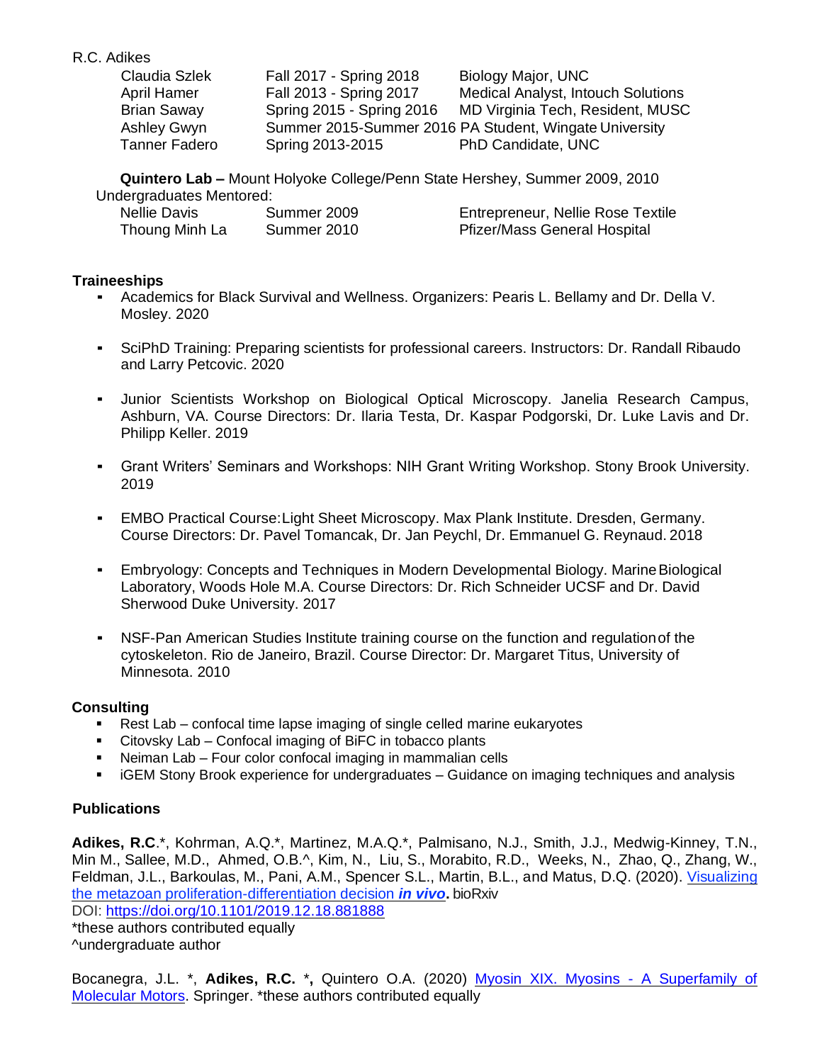| | | |
|---|---|---|
| Claudia Szlek | Fall 2017 - Spring 2018 | Biology Major, UNC |
| April Hamer | Fall 2013 - Spring 2017 | Medical Analyst, Intouch Solutions |
| Brian Saway | Spring 2015 - Spring 2016 | MD Virginia Tech, Resident, MUSC |
| Ashley Gwyn | Summer 2015-Summer 2016 | PA Student, Wingate University |
| Tanner Fadero | Spring 2013-2015 | PhD Candidate, UNC |

**Quintero Lab –** Mount Holyoke College/Penn State Hershey, Summer 2009, 2010

Undergraduates Mentored:

| | | |
|---|---|---|
| Nellie Davis | Summer 2009 | Entrepreneur, Nellie Rose Textile |
| Thoung Minh La | Summer 2010 | Pfizer/Mass General Hospital |

**Traineeships**

- Academics for Black Survival and Wellness. Organizers: Pearis L. Bellamy and Dr. Della V. Mosley. 2020
- SciPhD Training: Preparing scientists for professional careers. Instructors: Dr. Randall Ribaudo and Larry Petcovic. 2020
- Junior Scientists Workshop on Biological Optical Microscopy. Janelia Research Campus, Ashburn, VA. Course Directors: Dr. Ilaria Testa, Dr. Kaspar Podgorski, Dr. Luke Lavis and Dr. Philipp Keller. 2019
- Grant Writers' Seminars and Workshops: NIH Grant Writing Workshop. Stony Brook University. 2019
- EMBO Practical Course:Light Sheet Microscopy. Max Plank Institute. Dresden, Germany. Course Directors: Dr. Pavel Tomancak, Dr. Jan Peychl, Dr. Emmanuel G. Reynaud. 2018
- Embryology: Concepts and Techniques in Modern Developmental Biology. Marine Biological Laboratory, Woods Hole M.A. Course Directors: Dr. Rich Schneider UCSF and Dr. David Sherwood Duke University. 2017
- NSF-Pan American Studies Institute training course on the function and regulation of the cytoskeleton. Rio de Janeiro, Brazil. Course Director: Dr. Margaret Titus, University of Minnesota. 2010

**Consulting**

- Rest Lab – confocal time lapse imaging of single celled marine eukaryotes
- Citovsky Lab – Confocal imaging of BiFC in tobacco plants
- Neiman Lab – Four color confocal imaging in mammalian cells
- iGEM Stony Brook experience for undergraduates – Guidance on imaging techniques and analysis

**Publications**

**Adikes, R.C**.*, Kohrman, A.Q.*, Martinez, M.A.Q.*, Palmisano, N.J., Smith, J.J., Medwig-Kinney, T.N., Min M., Sallee, M.D., Ahmed, O.B.^, Kim, N., Liu, S., Morabito, R.D., Weeks, N., Zhao, Q., Zhang, W., Feldman, J.L., Barkoulas, M., Pani, A.M., Spencer S.L., Martin, B.L., and Matus, D.Q. (2020). Visualizing the metazoan proliferation-differentiation decision ***in vivo*****.** bioRxiv
DOI: https://doi.org/10.1101/2019.12.18.881888
*these authors contributed equally
^undergraduate author

Bocanegra, J.L. *, **Adikes, R.C.** ***,** Quintero O.A. (2020) Myosin XIX. Myosins - A Superfamily of Molecular Motors. Springer. *these authors contributed equally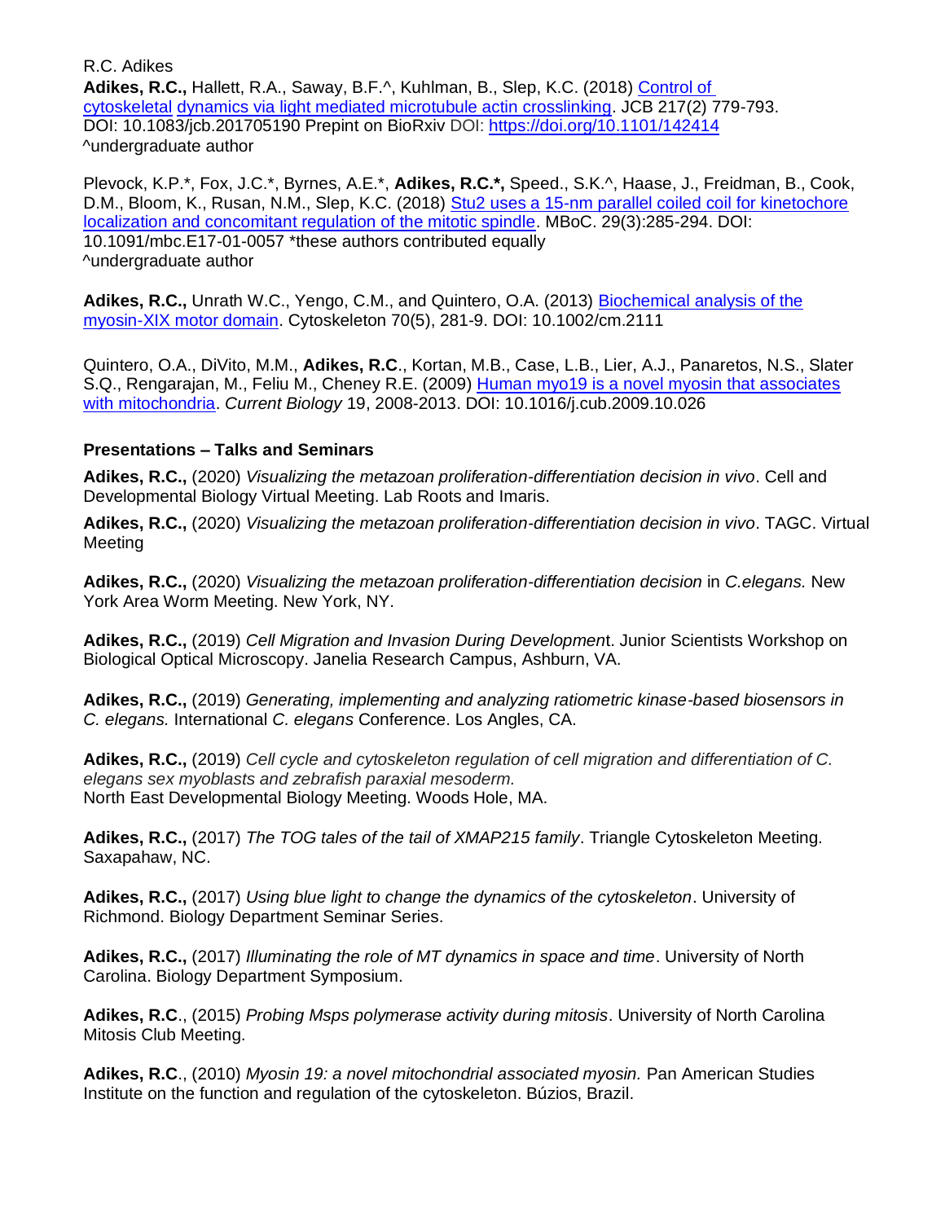R.C. Adikes
**Adikes, R.C.,** Hallett, R.A., Saway, B.F.^, Kuhlman, B., Slep, K.C. (2018) Control of cytoskeletal dynamics via light mediated microtubule actin crosslinking. JCB 217(2) 779-793. DOI: 10.1083/jcb.201705190 Prepint on BioRxiv DOI: https://doi.org/10.1101/142414
^undergraduate author

Plevock, K.P.*, Fox, J.C.*, Byrnes, A.E.*, **Adikes, R.C.*,** Speed., S.K.^, Haase, J., Freidman, B., Cook, D.M., Bloom, K., Rusan, N.M., Slep, K.C. (2018) Stu2 uses a 15-nm parallel coiled coil for kinetochore localization and concomitant regulation of the mitotic spindle. MBoC. 29(3):285-294. DOI: 10.1091/mbc.E17-01-0057 *these authors contributed equally
^undergraduate author

**Adikes, R.C.,** Unrath W.C., Yengo, C.M., and Quintero, O.A. (2013) Biochemical analysis of the myosin-XIX motor domain. Cytoskeleton 70(5), 281-9. DOI: 10.1002/cm.2111

Quintero, O.A., DiVito, M.M., **Adikes, R.C**., Kortan, M.B., Case, L.B., Lier, A.J., Panaretos, N.S., Slater S.Q., Rengarajan, M., Feliu M., Cheney R.E. (2009) Human myo19 is a novel myosin that associates with mitochondria. *Current Biology* 19, 2008-2013. DOI: 10.1016/j.cub.2009.10.026

**Presentations – Talks and Seminars**

**Adikes, R.C.,** (2020) *Visualizing the metazoan proliferation-differentiation decision in vivo*. Cell and Developmental Biology Virtual Meeting. Lab Roots and Imaris.

**Adikes, R.C.,** (2020) *Visualizing the metazoan proliferation-differentiation decision in vivo*. TAGC. Virtual Meeting

**Adikes, R.C.,** (2020) *Visualizing the metazoan proliferation-differentiation decision* in *C.elegans.* New York Area Worm Meeting. New York, NY.

**Adikes, R.C.,** (2019) *Cell Migration and Invasion During Developmen*t. Junior Scientists Workshop on Biological Optical Microscopy. Janelia Research Campus, Ashburn, VA.

**Adikes, R.C.,** (2019) *Generating, implementing and analyzing ratiometric kinase-based biosensors in C. elegans.* International *C. elegans* Conference. Los Angles, CA.

**Adikes, R.C.,** (2019) *Cell cycle and cytoskeleton regulation of cell migration and differentiation of C. elegans sex myoblasts and zebrafish paraxial mesoderm.*
North East Developmental Biology Meeting. Woods Hole, MA.

**Adikes, R.C.,** (2017) *The TOG tales of the tail of XMAP215 family*. Triangle Cytoskeleton Meeting. Saxapahaw, NC.

**Adikes, R.C.,** (2017) *Using blue light to change the dynamics of the cytoskeleton*. University of Richmond. Biology Department Seminar Series.

**Adikes, R.C.,** (2017) *Illuminating the role of MT dynamics in space and time*. University of North Carolina. Biology Department Symposium.

**Adikes, R.C**., (2015) *Probing Msps polymerase activity during mitosis*. University of North Carolina Mitosis Club Meeting.

**Adikes, R.C**., (2010) *Myosin 19: a novel mitochondrial associated myosin.* Pan American Studies Institute on the function and regulation of the cytoskeleton. Búzios, Brazil.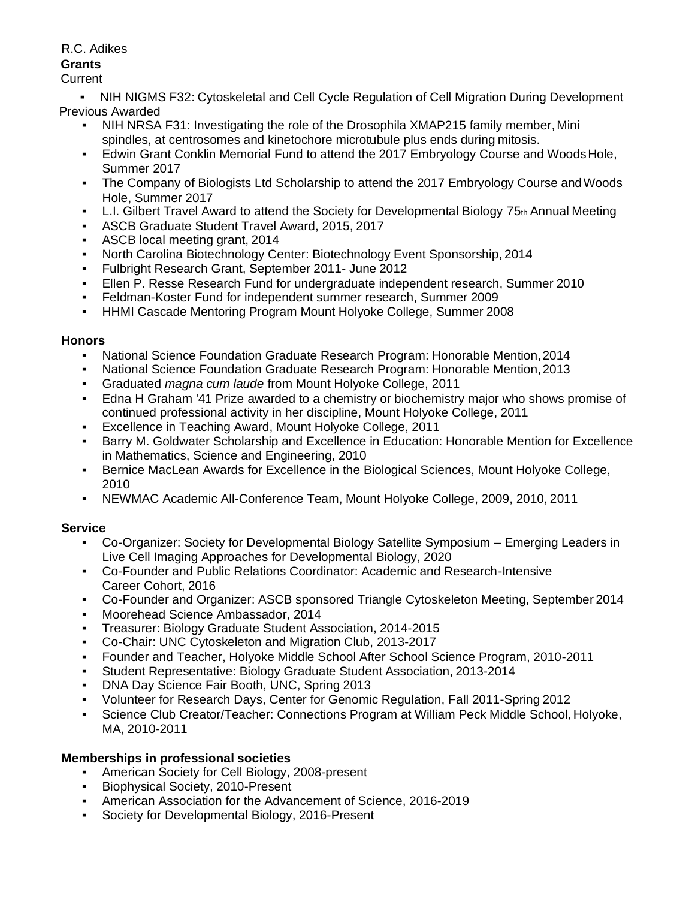## Grants

Current

- NIH NIGMS F32: Cytoskeletal and Cell Cycle Regulation of Cell Migration During Development

Previous Awarded

- NIH NRSA F31: Investigating the role of the Drosophila XMAP215 family member, Mini spindles, at centrosomes and kinetochore microtubule plus ends during mitosis.
- Edwin Grant Conklin Memorial Fund to attend the 2017 Embryology Course and Woods Hole, Summer 2017
- The Company of Biologists Ltd Scholarship to attend the 2017 Embryology Course and Woods Hole, Summer 2017
- L.I. Gilbert Travel Award to attend the Society for Developmental Biology 75th Annual Meeting
- ASCB Graduate Student Travel Award, 2015, 2017
- ASCB local meeting grant, 2014
- North Carolina Biotechnology Center: Biotechnology Event Sponsorship, 2014
- Fulbright Research Grant, September 2011- June 2012
- Ellen P. Resse Research Fund for undergraduate independent research, Summer 2010
- Feldman-Koster Fund for independent summer research, Summer 2009
- HHMI Cascade Mentoring Program Mount Holyoke College, Summer 2008

## Honors

- National Science Foundation Graduate Research Program: Honorable Mention, 2014
- National Science Foundation Graduate Research Program: Honorable Mention, 2013
- Graduated *magna cum laude* from Mount Holyoke College, 2011
- Edna H Graham '41 Prize awarded to a chemistry or biochemistry major who shows promise of continued professional activity in her discipline, Mount Holyoke College, 2011
- Excellence in Teaching Award, Mount Holyoke College, 2011
- Barry M. Goldwater Scholarship and Excellence in Education: Honorable Mention for Excellence in Mathematics, Science and Engineering, 2010
- Bernice MacLean Awards for Excellence in the Biological Sciences, Mount Holyoke College, 2010
- NEWMAC Academic All-Conference Team, Mount Holyoke College, 2009, 2010, 2011

## Service

- Co-Organizer: Society for Developmental Biology Satellite Symposium – Emerging Leaders in Live Cell Imaging Approaches for Developmental Biology, 2020
- Co-Founder and Public Relations Coordinator: Academic and Research-Intensive Career Cohort, 2016
- Co-Founder and Organizer: ASCB sponsored Triangle Cytoskeleton Meeting, September 2014
- Moorehead Science Ambassador, 2014
- Treasurer: Biology Graduate Student Association, 2014-2015
- Co-Chair: UNC Cytoskeleton and Migration Club, 2013-2017
- Founder and Teacher, Holyoke Middle School After School Science Program, 2010-2011
- Student Representative: Biology Graduate Student Association, 2013-2014
- DNA Day Science Fair Booth, UNC, Spring 2013
- Volunteer for Research Days, Center for Genomic Regulation, Fall 2011-Spring 2012
- Science Club Creator/Teacher: Connections Program at William Peck Middle School, Holyoke, MA, 2010-2011

## Memberships in professional societies

- American Society for Cell Biology, 2008-present
- Biophysical Society, 2010-Present
- American Association for the Advancement of Science, 2016-2019
- Society for Developmental Biology, 2016-Present